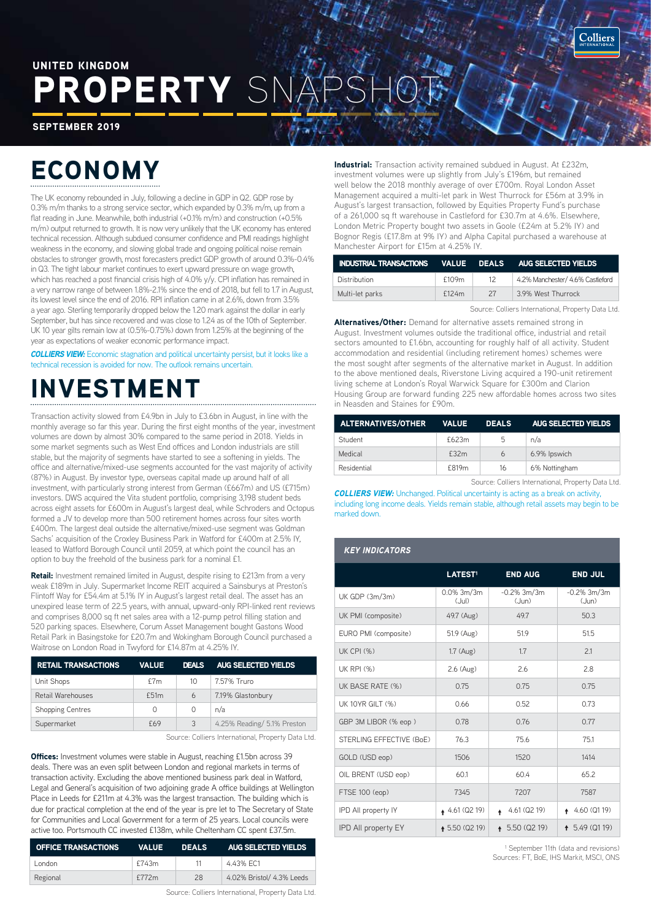# UNITED KINGDOM PROPERTY SNAPSHOT

**SEPTEMBER 2019**

## ECONOMY

The UK economy rebounded in July, following a decline in GDP in Q2. GDP rose by 0.3% m/m thanks to a strong service sector, which expanded by 0.3% m/m, up from a flat reading in June. Meanwhile, both industrial (+0.1% m/m) and construction (+0.5% m/m) output returned to growth. It is now very unlikely that the UK economy has entered technical recession. Although subdued consumer confidence and PMI readings highlight weakness in the economy, and slowing global trade and ongoing political noise remain obstacles to stronger growth, most forecasters predict GDP growth of around 0.3%-0.4% in Q3. The tight labour market continues to exert upward pressure on wage growth, which has reached a post financial crisis high of 4.0% y/y. CPI inflation has remained in a very narrow range of between 1.8%-2.1% since the end of 2018, but fell to 1.7 in August, its lowest level since the end of 2016. RPI inflation came in at 2.6%, down from 3.5% a year ago. Sterling temporarily dropped below the 1.20 mark against the dollar in early September, but has since recovered and was close to 1.24 as of the 10th of September. UK 10 year gilts remain low at (0.5%-0.75%) down from 1.25% at the beginning of the year as expectations of weaker economic performance impact.

***COLLIERS VIEW:*** Economic stagnation and political uncertainty persist, but it looks like a technical recession is avoided for now. The outlook remains uncertain.

## INVESTMENT

Transaction activity slowed from £4.9bn in July to £3.6bn in August, in line with the monthly average so far this year. During the first eight months of the year, investment volumes are down by almost 30% compared to the same period in 2018. Yields in some market segments such as West End offices and London industrials are still stable, but the majority of segments have started to see a softening in yields. The office and alternative/mixed-use segments accounted for the vast majority of activity (87%) in August. By investor type, overseas capital made up around half of all investment, with particularly strong interest from German (£667m) and US (£715m) investors. DWS acquired the Vita student portfolio, comprising 3,198 student beds across eight assets for £600m in August's largest deal, while Schroders and Octopus formed a JV to develop more than 500 retirement homes across four sites worth £400m. The largest deal outside the alternative/mixed-use segment was Goldman Sachs' acquisition of the Croxley Business Park in Watford for £400m at 2.5% IY, leased to Watford Borough Council until 2059, at which point the council has an option to buy the freehold of the business park for a nominal £1.

**Retail:** Investment remained limited in August, despite rising to £213m from a very weak £189m in July. Supermarket Income REIT acquired a Sainsburys at Preston's Flintoff Way for £54.4m at 5.1% IY in August's largest retail deal. The asset has an unexpired lease term of 22.5 years, with annual, upward-only RPI-linked rent reviews and comprises 8,000 sq ft net sales area with a 12-pump petrol filling station and 520 parking spaces. Elsewhere, Corum Asset Management bought Gastons Wood Retail Park in Basingstoke for £20.7m and Wokingham Borough Council purchased a Waitrose on London Road in Twyford for £14.87m at 4.25% IY.

| RETAIL TRANSACTIONS | VALUE | DEALS | AUG SELECTED YIELDS |
|---|---|---|---|
| Unit Shops | £7m | 10 | 7.57% Truro |
| Retail Warehouses | £51m | 6 | 7.19% Glastonbury |
| Shopping Centres | 0 | 0 | n/a |
| Supermarket | £69 | 3 | 4.25% Reading/ 5.1% Preston |

Source: Colliers International, Property Data Ltd.

**Offices:** Investment volumes were stable in August, reaching £1.5bn across 39 deals. There was an even split between London and regional markets in terms of transaction activity. Excluding the above mentioned business park deal in Watford, Legal and General's acquisition of two adjoining grade A office buildings at Wellington Place in Leeds for £211m at 4.3% was the largest transaction. The building which is due for practical completion at the end of the year is pre let to The Secretary of State for Communities and Local Government for a term of 25 years. Local councils were active too. Portsmouth CC invested £138m, while Cheltenham CC spent £37.5m.

| OFFICE TRANSACTIONS | VALUE | DEALS | AUG SELECTED YIELDS |
|---|---|---|---|
| London | £743m | 11 | 4.43% EC1 |
| Regional | £772m | 28 | 4.02% Bristol/ 4.3% Leeds |

Source: Colliers International, Property Data Ltd.

**Industrial:** Transaction activity remained subdued in August. At £232m, investment volumes were up slightly from July's £196m, but remained well below the 2018 monthly average of over £700m. Royal London Asset Management acquired a multi-let park in West Thurrock for £56m at 3.9% in August's largest transaction, followed by Equities Property Fund's purchase of a 261,000 sq ft warehouse in Castleford for £30.7m at 4.6%. Elsewhere, London Metric Property bought two assets in Goole (£24m at 5.2% IY) and Bognor Regis (£17.8m at 9% IY) and Alpha Capital purchased a warehouse at Manchester Airport for £15m at 4.25% IY.

| INDUSTRIAL TRANSACTIONS | VALUE | DEALS | AUG SELECTED YIELDS |
|---|---|---|---|
| Distribution | £109m | 12 | 4.2% Manchester/ 4.6% Castleford |
| Multi-let parks | £124m | 27 | 3.9% West Thurrock |

Source: Colliers International, Property Data Ltd.

**Alternatives/Other:** Demand for alternative assets remained strong in August. Investment volumes outside the traditional office, industrial and retail sectors amounted to £1.6bn, accounting for roughly half of all activity. Student accommodation and residential (including retirement homes) schemes were the most sought after segments of the alternative market in August. In addition to the above mentioned deals, Riverstone Living acquired a 190-unit retirement living scheme at London's Royal Warwick Square for £300m and Clarion Housing Group are forward funding 225 new affordable homes across two sites in Neasden and Staines for £90m.

| ALTERNATIVES/OTHER | VALUE | DEALS | AUG SELECTED YIELDS |
|---|---|---|---|
| Student | £623m | 5 | n/a |
| Medical | £32m | 6 | 6.9% Ipswich |
| Residential | £819m | 16 | 6% Nottingham |

Source: Colliers International, Property Data Ltd.

***COLLIERS VIEW:*** Unchanged. Political uncertainty is acting as a break on activity, including long income deals. Yields remain stable, although retail assets may begin to be marked down.

### KEY INDICATORS

| | LATEST[1] | END AUG | END JUL |
|---|---|---|---|
| UK GDP (3m/3m) | 0.0% 3m/3m (Jul) | -0.2% 3m/3m (Jun) | -0.2% 3m/3m (Jun) |
| UK PMI (composite) | 49.7 (Aug) | 49.7 | 50.3 |
| EURO PMI (composite) | 51.9 (Aug) | 51.9 | 51.5 |
| UK CPI (%) | 1.7 (Aug) | 1.7 | 2.1 |
| UK RPI (%) | 2.6 (Aug) | 2.6 | 2.8 |
| UK BASE RATE (%) | 0.75 | 0.75 | 0.75 |
| UK 10YR GILT (%) | 0.66 | 0.52 | 0.73 |
| GBP 3M LIBOR (% eop ) | 0.78 | 0.76 | 0.77 |
| STERLING EFFECTIVE (BoE) | 76.3 | 75.6 | 75.1 |
| GOLD (USD eop) | 1506 | 1520 | 1414 |
| OIL BRENT (USD eop) | 60.1 | 60.4 | 65.2 |
| FTSE 100 (eop) | 7345 | 7207 | 7587 |
| IPD All property IY | ↑ 4.61 (Q2 19) | ↑ 4.61 (Q2 19) | ↑ 4.60 (Q1 19) |
| IPD All property EY | ↑ 5.50 (Q2 19) | ↑ 5.50 (Q2 19) | ↑ 5.49 (Q1 19) |

[1] September 11th (data and revisions)
Sources: FT, BoE, IHS Markit, MSCI, ONS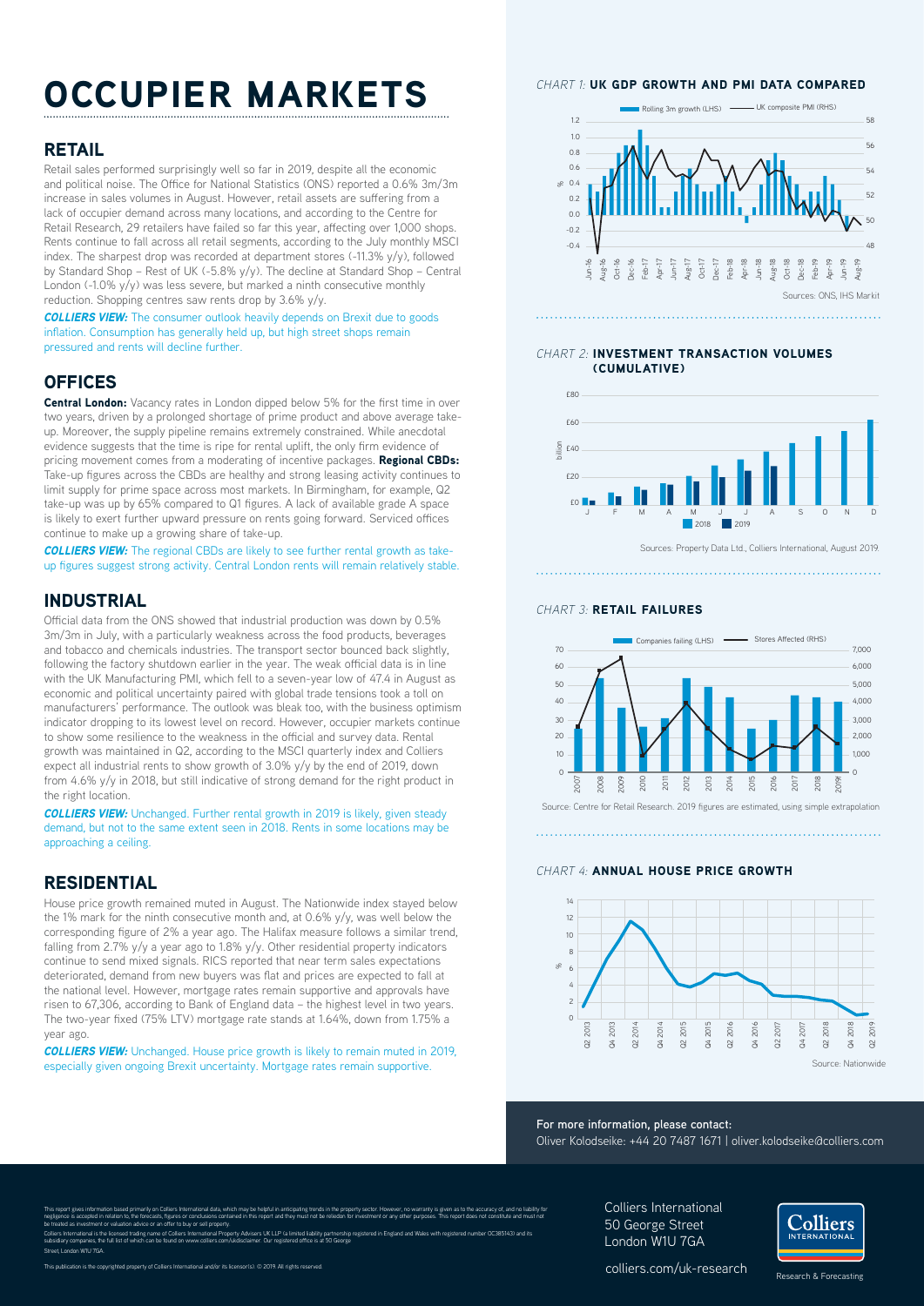# OCCUPIER MARKETS

## RETAIL

Retail sales performed surprisingly well so far in 2019, despite all the economic and political noise. The Office for National Statistics (ONS) reported a 0.6% 3m/3m increase in sales volumes in August. However, retail assets are suffering from a lack of occupier demand across many locations, and according to the Centre for Retail Research, 29 retailers have failed so far this year, affecting over 1,000 shops. Rents continue to fall across all retail segments, according to the July monthly MSCI index. The sharpest drop was recorded at department stores (-11.3% y/y), followed by Standard Shop – Rest of UK (-5.8% y/y). The decline at Standard Shop – Central London (-1.0% y/y) was less severe, but marked a ninth consecutive monthly reduction. Shopping centres saw rents drop by 3.6% y/y.

***COLLIERS VIEW:*** The consumer outlook heavily depends on Brexit due to goods inflation. Consumption has generally held up, but high street shops remain pressured and rents will decline further.

## OFFICES

**Central London:** Vacancy rates in London dipped below 5% for the first time in over two years, driven by a prolonged shortage of prime product and above average take-up. Moreover, the supply pipeline remains extremely constrained. While anecdotal evidence suggests that the time is ripe for rental uplift, the only firm evidence of pricing movement comes from a moderating of incentive packages. **Regional CBDs:** Take-up figures across the CBDs are healthy and strong leasing activity continues to limit supply for prime space across most markets. In Birmingham, for example, Q2 take-up was up by 65% compared to Q1 figures. A lack of available grade A space is likely to exert further upward pressure on rents going forward. Serviced offices continue to make up a growing share of take-up.

***COLLIERS VIEW:*** The regional CBDs are likely to see further rental growth as take-up figures suggest strong activity. Central London rents will remain relatively stable.

## INDUSTRIAL

Official data from the ONS showed that industrial production was down by 0.5% 3m/3m in July, with a particularly weakness across the food products, beverages and tobacco and chemicals industries. The transport sector bounced back slightly, following the factory shutdown earlier in the year. The weak official data is in line with the UK Manufacturing PMI, which fell to a seven-year low of 47.4 in August as economic and political uncertainty paired with global trade tensions took a toll on manufacturers' performance. The outlook was bleak too, with the business optimism indicator dropping to its lowest level on record. However, occupier markets continue to show some resilience to the weakness in the official and survey data. Rental growth was maintained in Q2, according to the MSCI quarterly index and Colliers expect all industrial rents to show growth of 3.0% y/y by the end of 2019, down from 4.6% y/y in 2018, but still indicative of strong demand for the right product in the right location.

***COLLIERS VIEW:*** Unchanged. Further rental growth in 2019 is likely, given steady demand, but not to the same extent seen in 2018. Rents in some locations may be approaching a ceiling.

## RESIDENTIAL

House price growth remained muted in August. The Nationwide index stayed below the 1% mark for the ninth consecutive month and, at 0.6% y/y, was well below the corresponding figure of 2% a year ago. The Halifax measure follows a similar trend, falling from 2.7% y/y a year ago to 1.8% y/y. Other residential property indicators continue to send mixed signals. RICS reported that near term sales expectations deteriorated, demand from new buyers was flat and prices are expected to fall at the national level. However, mortgage rates remain supportive and approvals have risen to 67,306, according to Bank of England data – the highest level in two years. The two-year fixed (75% LTV) mortgage rate stands at 1.64%, down from 1.75% a year ago.

***COLLIERS VIEW:*** Unchanged. House price growth is likely to remain muted in 2019, especially given ongoing Brexit uncertainty. Mortgage rates remain supportive.

*CHART 1:* **UK GDP GROWTH AND PMI DATA COMPARED**

Rolling 3m growth (LHS) — UK composite PMI (RHS)

Sources: ONS, IHS Markit

*CHART 2:* **INVESTMENT TRANSACTION VOLUMES (CUMULATIVE)**

2018 2019

Sources: Property Data Ltd., Colliers International, August 2019.

*CHART 3:* **RETAIL FAILURES**

Companies failing (LHS) — Stores Affected (RHS)

Source: Centre for Retail Research. 2019 figures are estimated, using simple extrapolation

*CHART 4:* **ANNUAL HOUSE PRICE GROWTH**

Source: Nationwide

**For more information, please contact:**
Oliver Kolodseike: +44 20 7487 1671 | oliver.kolodseike@colliers.com

This report gives information based primarily on Colliers International data, which may be helpful in anticipating trends in the property sector. However, no warranty is given as to the accuracy of, and no liability for negligence is accepted in relation to, the forecasts, figures or conclusions contained in this report and they must not be relied on for investment or any other purposes. This report does not constitute and must not be treated as investment or valuation advice or an offer to buy or sell property.
Colliers International is the licensed trading name of Colliers International Property Advisers UK LLP (a limited liability partnership registered in England and Wales with registered number OC385143) and its subsidiary companies, the full list of which can be found on www.colliers.com/ukdisclaimer. Our registered office is at 50 George Street, London W1U 7GA.

This publication is the copyrighted property of Colliers International and/or its licensor(s). © 2019. All rights reserved.

Colliers International
50 George Street
London W1U 7GA

colliers.com/uk-research

Research & Forecasting